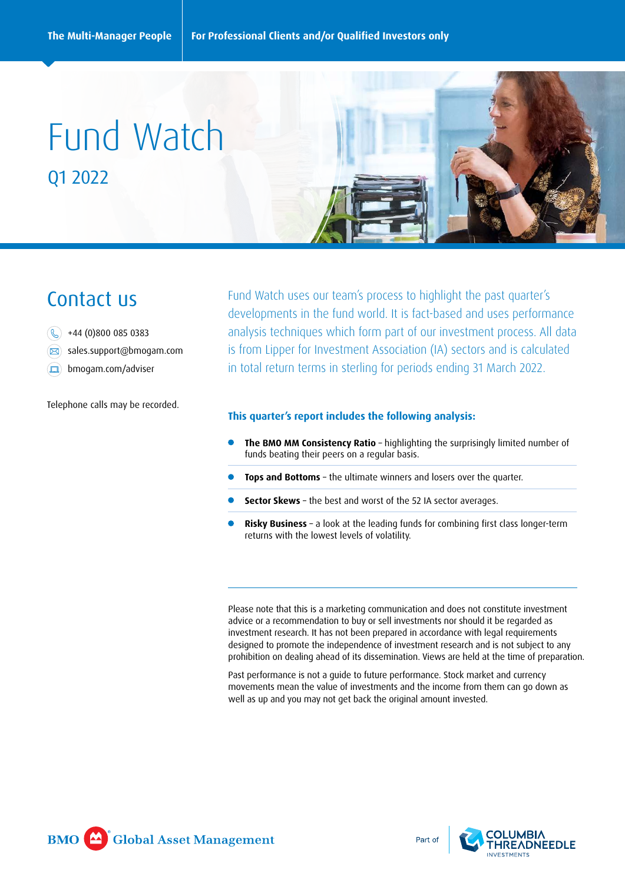The Multi-Manager People | For Professional Clients and/or Qualified Investors only

# Fund Watch

## Q1 2022

## Contact us

+44 (0)800 085 0383

sales.support@bmogam.com

bmogam.com/adviser

Telephone calls may be recorded.

Fund Watch uses our team's process to highlight the past quarter's developments in the fund world. It is fact-based and uses performance analysis techniques which form part of our investment process. All data is from Lipper for Investment Association (IA) sectors and is calculated in total return terms in sterling for periods ending 31 March 2022.

### This quarter's report includes the following analysis:

- **The BMO MM Consistency Ratio** – highlighting the surprisingly limited number of funds beating their peers on a regular basis.
- **Tops and Bottoms** – the ultimate winners and losers over the quarter.
- **Sector Skews** – the best and worst of the 52 IA sector averages.
- **Risky Business** – a look at the leading funds for combining first class longer-term returns with the lowest levels of volatility.

Please note that this is a marketing communication and does not constitute investment advice or a recommendation to buy or sell investments nor should it be regarded as investment research. It has not been prepared in accordance with legal requirements designed to promote the independence of investment research and is not subject to any prohibition on dealing ahead of its dissemination. Views are held at the time of preparation.

Past performance is not a guide to future performance. Stock market and currency movements mean the value of investments and the income from them can go down as well as up and you may not get back the original amount invested.

BMO Global Asset Management | Part of Columbia Threadneedle Investments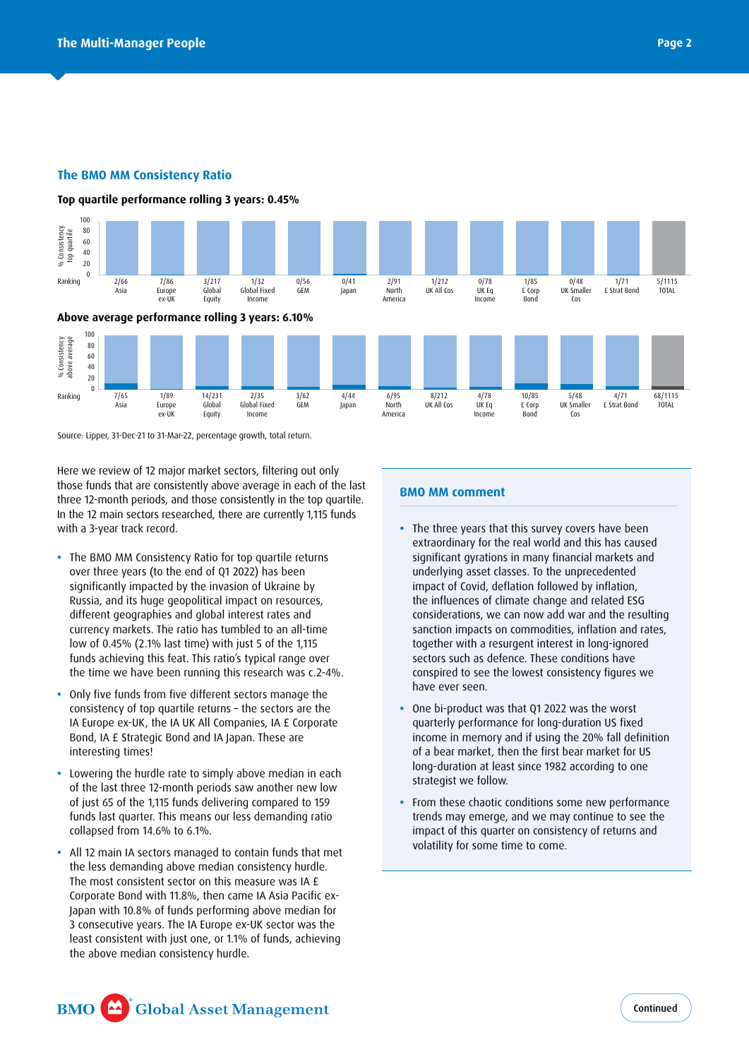## The BMO MM Consistency Ratio

**Top quartile performance rolling 3 years: 0.45%**

| Ranking | 2/66 | 7/86 | 3/217 | 1/32 | 0/56 | 0/41 | 2/91 | 1/212 | 0/78 | 1/85 | 0/48 | 1/71 | 5/1115 |
|---|---|---|---|---|---|---|---|---|---|---|---|---|---|
| Sector | Asia | Europe ex-UK | Global Equity | Global Fixed Income | GEM | Japan | North America | UK All Cos | UK Eq Income | £ Corp Bond | UK Smaller Cos | £ Strat Bond | TOTAL |

**Above average performance rolling 3 years: 6.10%**

| Ranking | 7/65 | 1/89 | 14/231 | 2/35 | 3/62 | 4/44 | 6/95 | 8/212 | 4/78 | 10/85 | 5/48 | 4/71 | 68/1115 |
|---|---|---|---|---|---|---|---|---|---|---|---|---|---|
| Sector | Asia | Europe ex-UK | Global Equity | Global Fixed Income | GEM | Japan | North America | UK All Cos | UK Eq Income | £ Corp Bond | UK Smaller Cos | £ Strat Bond | TOTAL |

Source: Lipper, 31-Dec-21 to 31-Mar-22, percentage growth, total return.

Here we review of 12 major market sectors, filtering out only those funds that are consistently above average in each of the last three 12-month periods, and those consistently in the top quartile. In the 12 main sectors researched, there are currently 1,115 funds with a 3-year track record.

- The BMO MM Consistency Ratio for top quartile returns over three years (to the end of Q1 2022) has been significantly impacted by the invasion of Ukraine by Russia, and its huge geopolitical impact on resources, different geographies and global interest rates and currency markets. The ratio has tumbled to an all-time low of 0.45% (2.1% last time) with just 5 of the 1,115 funds achieving this feat. This ratio's typical range over the time we have been running this research was c.2-4%.
- Only five funds from five different sectors manage the consistency of top quartile returns – the sectors are the IA Europe ex-UK, the IA UK All Companies, IA £ Corporate Bond, IA £ Strategic Bond and IA Japan. These are interesting times!
- Lowering the hurdle rate to simply above median in each of the last three 12-month periods saw another new low of just 65 of the 1,115 funds delivering compared to 159 funds last quarter. This means our less demanding ratio collapsed from 14.6% to 6.1%.
- All 12 main IA sectors managed to contain funds that met the less demanding above median consistency hurdle. The most consistent sector on this measure was IA £ Corporate Bond with 11.8%, then came IA Asia Pacific ex-Japan with 10.8% of funds performing above median for 3 consecutive years. The IA Europe ex-UK sector was the least consistent with just one, or 1.1% of funds, achieving the above median consistency hurdle.

### BMO MM comment

- The three years that this survey covers have been extraordinary for the real world and this has caused significant gyrations in many financial markets and underlying asset classes. To the unprecedented impact of Covid, deflation followed by inflation, the influences of climate change and related ESG considerations, we can now add war and the resulting sanction impacts on commodities, inflation and rates, together with a resurgent interest in long-ignored sectors such as defence. These conditions have conspired to see the lowest consistency figures we have ever seen.
- One bi-product was that Q1 2022 was the worst quarterly performance for long-duration US fixed income in memory and if using the 20% fall definition of a bear market, then the first bear market for US long-duration at least since 1982 according to one strategist we follow.
- From these chaotic conditions some new performance trends may emerge, and we may continue to see the impact of this quarter on consistency of returns and volatility for some time to come.

Continued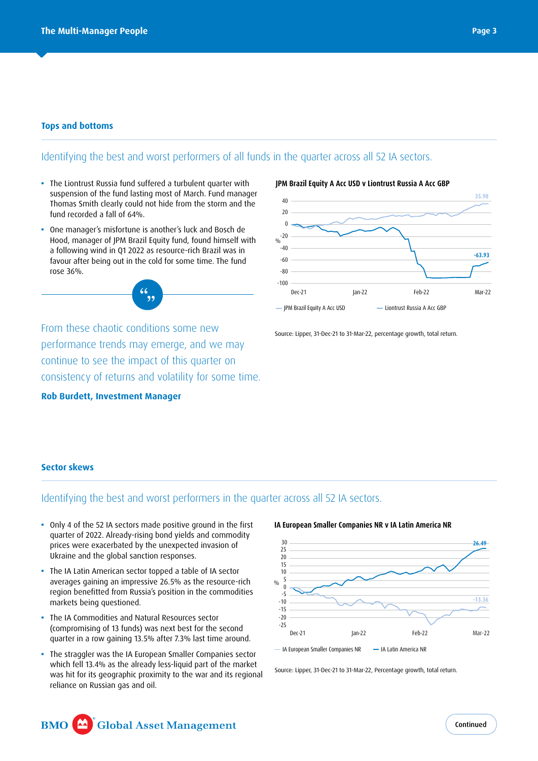## Tops and bottoms

Identifying the best and worst performers of all funds in the quarter across all 52 IA sectors.

- The Liontrust Russia fund suffered a turbulent quarter with suspension of the fund lasting most of March. Fund manager Thomas Smith clearly could not hide from the storm and the fund recorded a fall of 64%.
- One manager's misfortune is another's luck and Bosch de Hood, manager of JPM Brazil Equity fund, found himself with a following wind in Q1 2022 as resource-rich Brazil was in favour after being out in the cold for some time. The fund rose 36%.

> From these chaotic conditions some new performance trends may emerge, and we may continue to see the impact of this quarter on consistency of returns and volatility for some time.
>
> **Rob Burdett, Investment Manager**

**JPM Brazil Equity A Acc USD v Liontrust Russia A Acc GBP**

Source: Lipper, 31-Dec-21 to 31-Mar-22, percentage growth, total return.

## Sector skews

Identifying the best and worst performers in the quarter across all 52 IA sectors.

- Only 4 of the 52 IA sectors made positive ground in the first quarter of 2022. Already-rising bond yields and commodity prices were exacerbated by the unexpected invasion of Ukraine and the global sanction responses.
- The IA Latin American sector topped a table of IA sector averages gaining an impressive 26.5% as the resource-rich region benefitted from Russia's position in the commodities markets being questioned.
- The IA Commodities and Natural Resources sector (compromising of 13 funds) was next best for the second quarter in a row gaining 13.5% after 7.3% last time around.
- The straggler was the IA European Smaller Companies sector which fell 13.4% as the already less-liquid part of the market was hit for its geographic proximity to the war and its regional reliance on Russian gas and oil.

**IA European Smaller Companies NR v IA Latin America NR**

Source: Lipper, 31-Dec-21 to 31-Mar-22, Percentage growth, total return.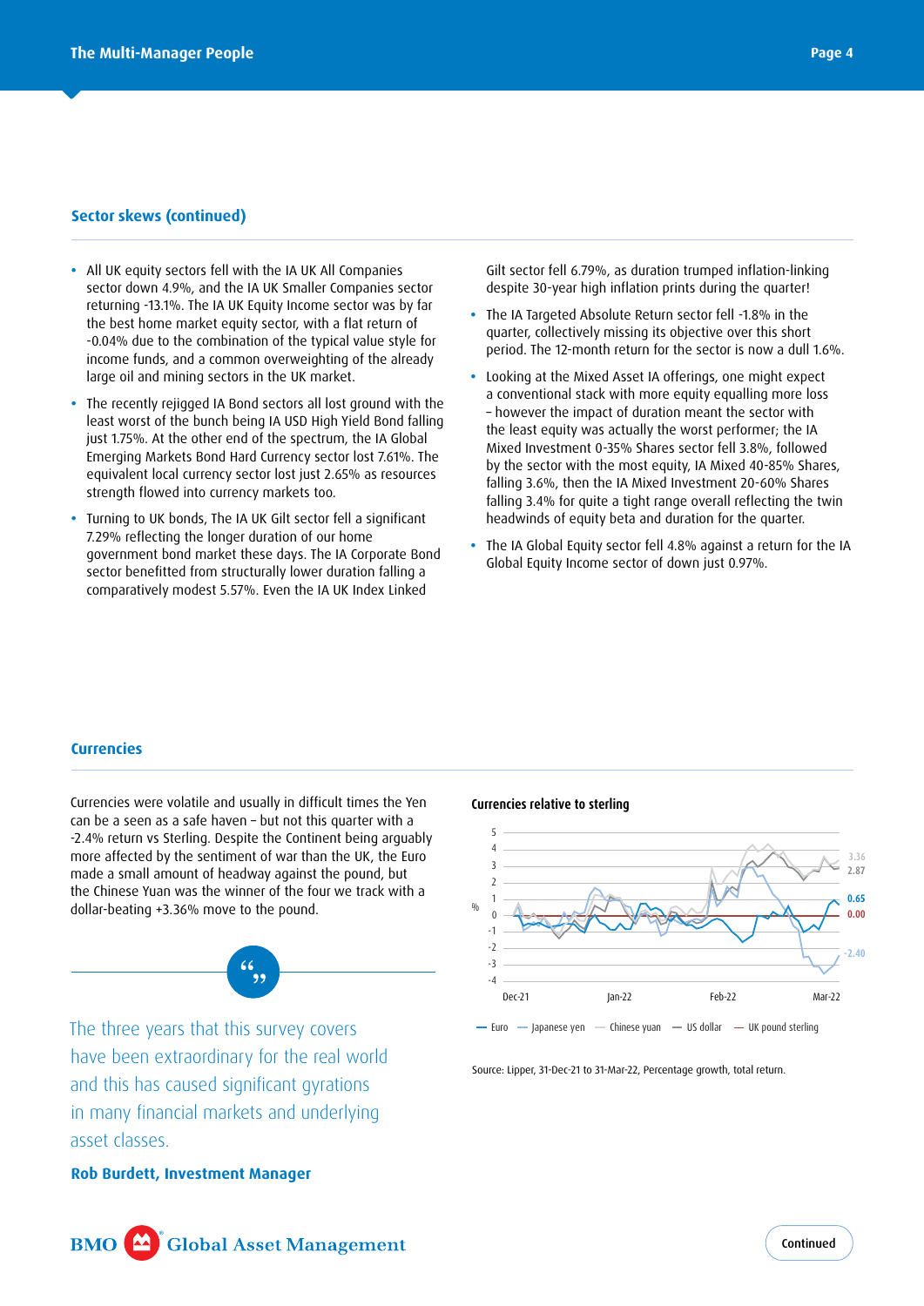## Sector skews (continued)

- All UK equity sectors fell with the IA UK All Companies sector down 4.9%, and the IA UK Smaller Companies sector returning -13.1%. The IA UK Equity Income sector was by far the best home market equity sector, with a flat return of -0.04% due to the combination of the typical value style for income funds, and a common overweighting of the already large oil and mining sectors in the UK market.
- The recently rejigged IA Bond sectors all lost ground with the least worst of the bunch being IA USD High Yield Bond falling just 1.75%. At the other end of the spectrum, the IA Global Emerging Markets Bond Hard Currency sector lost 7.61%. The equivalent local currency sector lost just 2.65% as resources strength flowed into currency markets too.
- Turning to UK bonds, The IA UK Gilt sector fell a significant 7.29% reflecting the longer duration of our home government bond market these days. The IA Corporate Bond sector benefitted from structurally lower duration falling a comparatively modest 5.57%. Even the IA UK Index Linked Gilt sector fell 6.79%, as duration trumped inflation-linking despite 30-year high inflation prints during the quarter!
- The IA Targeted Absolute Return sector fell -1.8% in the quarter, collectively missing its objective over this short period. The 12-month return for the sector is now a dull 1.6%.
- Looking at the Mixed Asset IA offerings, one might expect a conventional stack with more equity equalling more loss – however the impact of duration meant the sector with the least equity was actually the worst performer; the IA Mixed Investment 0-35% Shares sector fell 3.8%, followed by the sector with the most equity, IA Mixed 40-85% Shares, falling 3.6%, then the IA Mixed Investment 20-60% Shares falling 3.4% for quite a tight range overall reflecting the twin headwinds of equity beta and duration for the quarter.
- The IA Global Equity sector fell 4.8% against a return for the IA Global Equity Income sector of down just 0.97%.

## Currencies

Currencies were volatile and usually in difficult times the Yen can be a seen as a safe haven – but not this quarter with a -2.4% return vs Sterling. Despite the Continent being arguably more affected by the sentiment of war than the UK, the Euro made a small amount of headway against the pound, but the Chinese Yuan was the winner of the four we track with a dollar-beating +3.36% move to the pound.

**Currencies relative to sterling**

Source: Lipper, 31-Dec-21 to 31-Mar-22, Percentage growth, total return.

> The three years that this survey covers have been extraordinary for the real world and this has caused significant gyrations in many financial markets and underlying asset classes.
>
> **Rob Burdett, Investment Manager**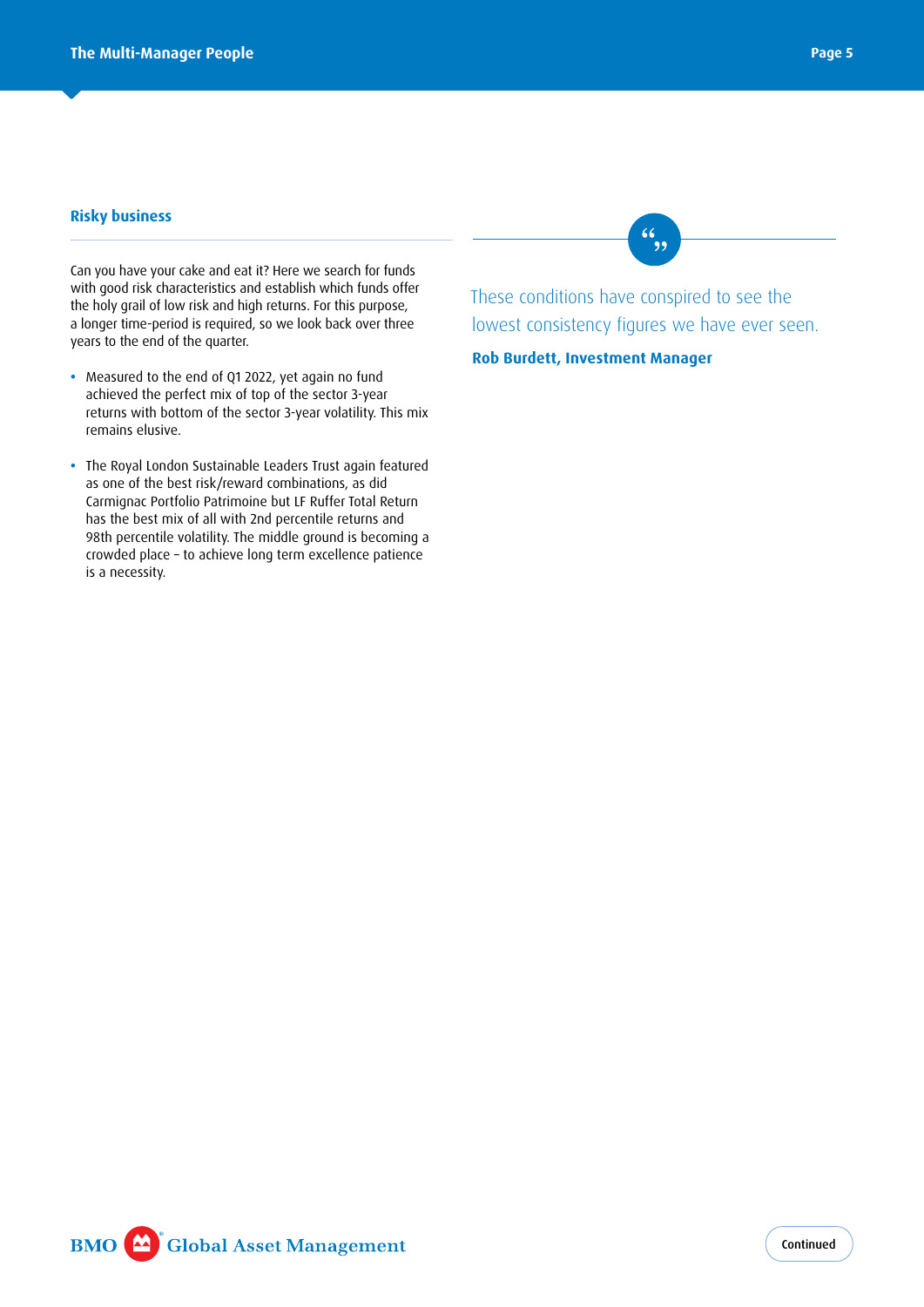## Risky business

Can you have your cake and eat it? Here we search for funds with good risk characteristics and establish which funds offer the holy grail of low risk and high returns. For this purpose, a longer time-period is required, so we look back over three years to the end of the quarter.

- Measured to the end of Q1 2022, yet again no fund achieved the perfect mix of top of the sector 3-year returns with bottom of the sector 3-year volatility. This mix remains elusive.
- The Royal London Sustainable Leaders Trust again featured as one of the best risk/reward combinations, as did Carmignac Portfolio Patrimoine but LF Ruffer Total Return has the best mix of all with 2nd percentile returns and 98th percentile volatility. The middle ground is becoming a crowded place – to achieve long term excellence patience is a necessity.

> These conditions have conspired to see the lowest consistency figures we have ever seen.
>
> **Rob Burdett, Investment Manager**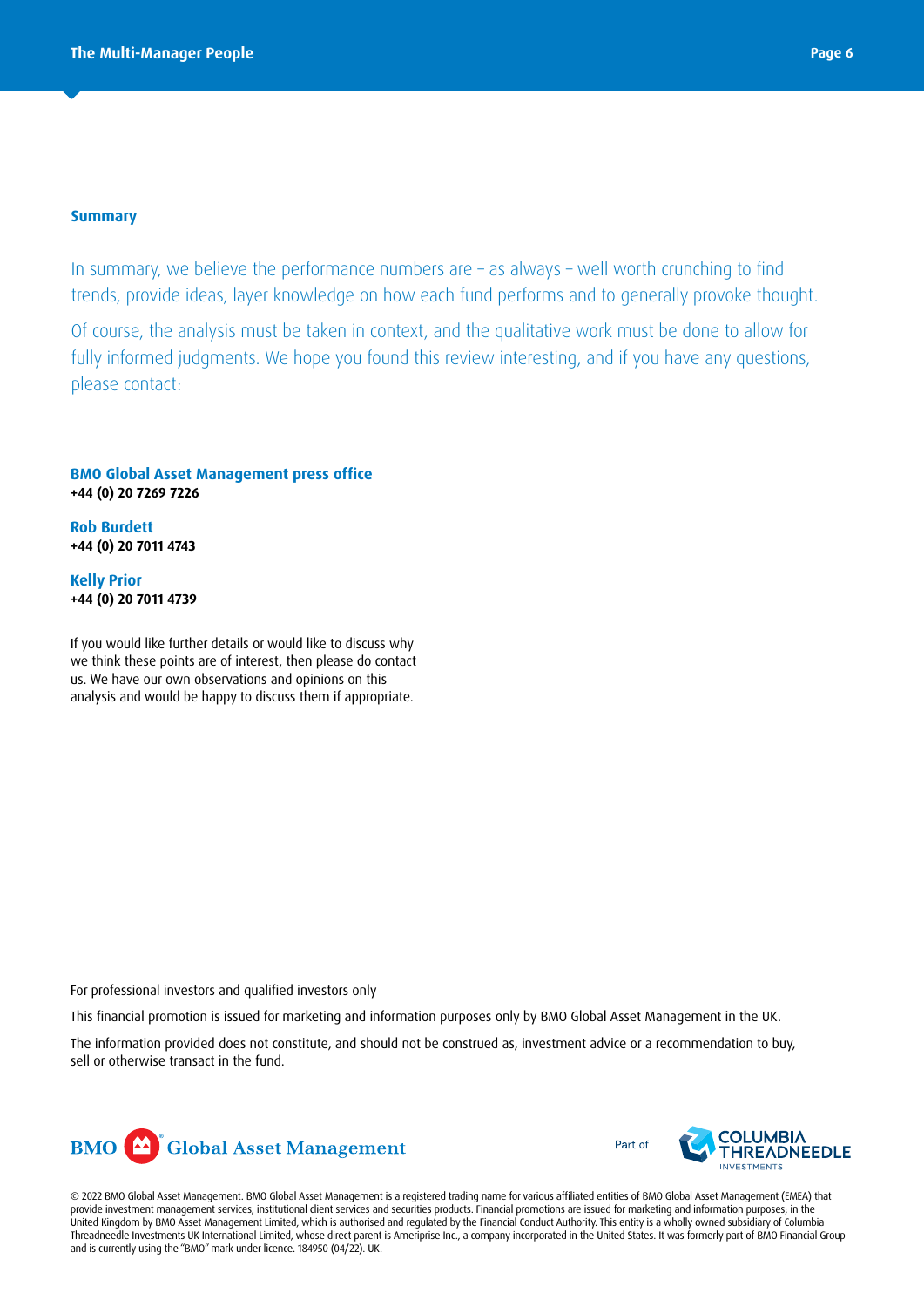## Summary

In summary, we believe the performance numbers are – as always – well worth crunching to find trends, provide ideas, layer knowledge on how each fund performs and to generally provoke thought.

Of course, the analysis must be taken in context, and the qualitative work must be done to allow for fully informed judgments. We hope you found this review interesting, and if you have any questions, please contact:

**BMO Global Asset Management press office**
**+44 (0) 20 7269 7226**

**Rob Burdett**
**+44 (0) 20 7011 4743**

**Kelly Prior**
**+44 (0) 20 7011 4739**

If you would like further details or would like to discuss why we think these points are of interest, then please do contact us. We have our own observations and opinions on this analysis and would be happy to discuss them if appropriate.

For professional investors and qualified investors only

This financial promotion is issued for marketing and information purposes only by BMO Global Asset Management in the UK.

The information provided does not constitute, and should not be construed as, investment advice or a recommendation to buy, sell or otherwise transact in the fund.

BMO Global Asset Management

Part of COLUMBIA THREADNEEDLE INVESTMENTS

© 2022 BMO Global Asset Management. BMO Global Asset Management is a registered trading name for various affiliated entities of BMO Global Asset Management (EMEA) that provide investment management services, institutional client services and securities products. Financial promotions are issued for marketing and information purposes; in the United Kingdom by BMO Asset Management Limited, which is authorised and regulated by the Financial Conduct Authority. This entity is a wholly owned subsidiary of Columbia Threadneedle Investments UK International Limited, whose direct parent is Ameriprise Inc., a company incorporated in the United States. It was formerly part of BMO Financial Group and is currently using the "BMO" mark under licence. 184950 (04/22). UK.